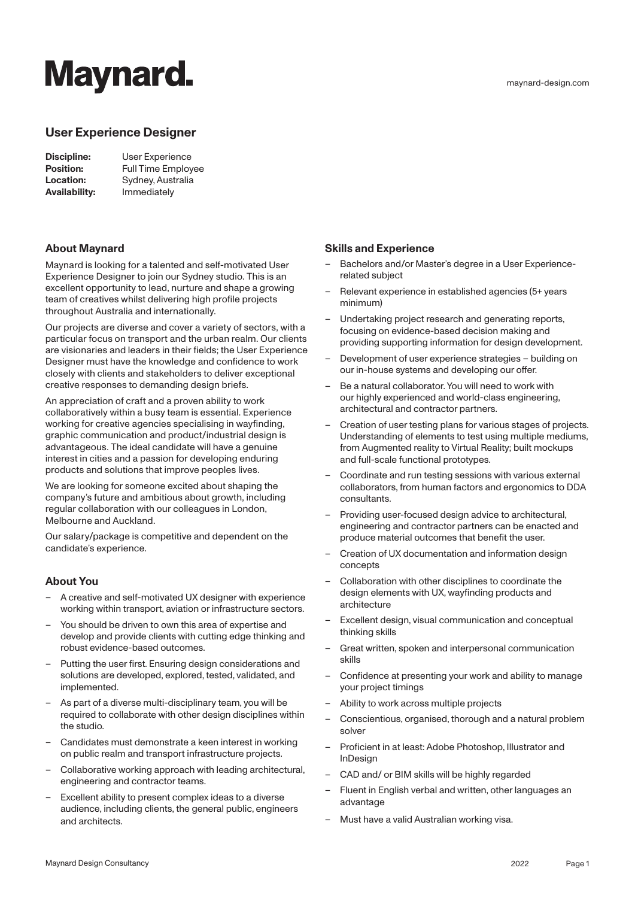# Maynard.

maynard-design.com

## User Experience Designer

**Discipline:** User Experience
**Position:** Full Time Employee
**Location:** Sydney, Australia
**Availability:** Immediately

### About Maynard

Maynard is looking for a talented and self-motivated User Experience Designer to join our Sydney studio. This is an excellent opportunity to lead, nurture and shape a growing team of creatives whilst delivering high profile projects throughout Australia and internationally.

Our projects are diverse and cover a variety of sectors, with a particular focus on transport and the urban realm. Our clients are visionaries and leaders in their fields; the User Experience Designer must have the knowledge and confidence to work closely with clients and stakeholders to deliver exceptional creative responses to demanding design briefs.

An appreciation of craft and a proven ability to work collaboratively within a busy team is essential. Experience working for creative agencies specialising in wayfinding, graphic communication and product/industrial design is advantageous. The ideal candidate will have a genuine interest in cities and a passion for developing enduring products and solutions that improve peoples lives.

We are looking for someone excited about shaping the company's future and ambitious about growth, including regular collaboration with our colleagues in London, Melbourne and Auckland.

Our salary/package is competitive and dependent on the candidate's experience.

### About You

- A creative and self-motivated UX designer with experience working within transport, aviation or infrastructure sectors.
- You should be driven to own this area of expertise and develop and provide clients with cutting edge thinking and robust evidence-based outcomes.
- Putting the user first. Ensuring design considerations and solutions are developed, explored, tested, validated, and implemented.
- As part of a diverse multi-disciplinary team, you will be required to collaborate with other design disciplines within the studio.
- Candidates must demonstrate a keen interest in working on public realm and transport infrastructure projects.
- Collaborative working approach with leading architectural, engineering and contractor teams.
- Excellent ability to present complex ideas to a diverse audience, including clients, the general public, engineers and architects.

### Skills and Experience

- Bachelors and/or Master's degree in a User Experience-related subject
- Relevant experience in established agencies (5+ years minimum)
- Undertaking project research and generating reports, focusing on evidence-based decision making and providing supporting information for design development.
- Development of user experience strategies – building on our in-house systems and developing our offer.
- Be a natural collaborator. You will need to work with our highly experienced and world-class engineering, architectural and contractor partners.
- Creation of user testing plans for various stages of projects. Understanding of elements to test using multiple mediums, from Augmented reality to Virtual Reality; built mockups and full-scale functional prototypes.
- Coordinate and run testing sessions with various external collaborators, from human factors and ergonomics to DDA consultants.
- Providing user-focused design advice to architectural, engineering and contractor partners can be enacted and produce material outcomes that benefit the user.
- Creation of UX documentation and information design concepts
- Collaboration with other disciplines to coordinate the design elements with UX, wayfinding products and architecture
- Excellent design, visual communication and conceptual thinking skills
- Great written, spoken and interpersonal communication skills
- Confidence at presenting your work and ability to manage your project timings
- Ability to work across multiple projects
- Conscientious, organised, thorough and a natural problem solver
- Proficient in at least: Adobe Photoshop, Illustrator and InDesign
- CAD and/ or BIM skills will be highly regarded
- Fluent in English verbal and written, other languages an advantage
- Must have a valid Australian working visa.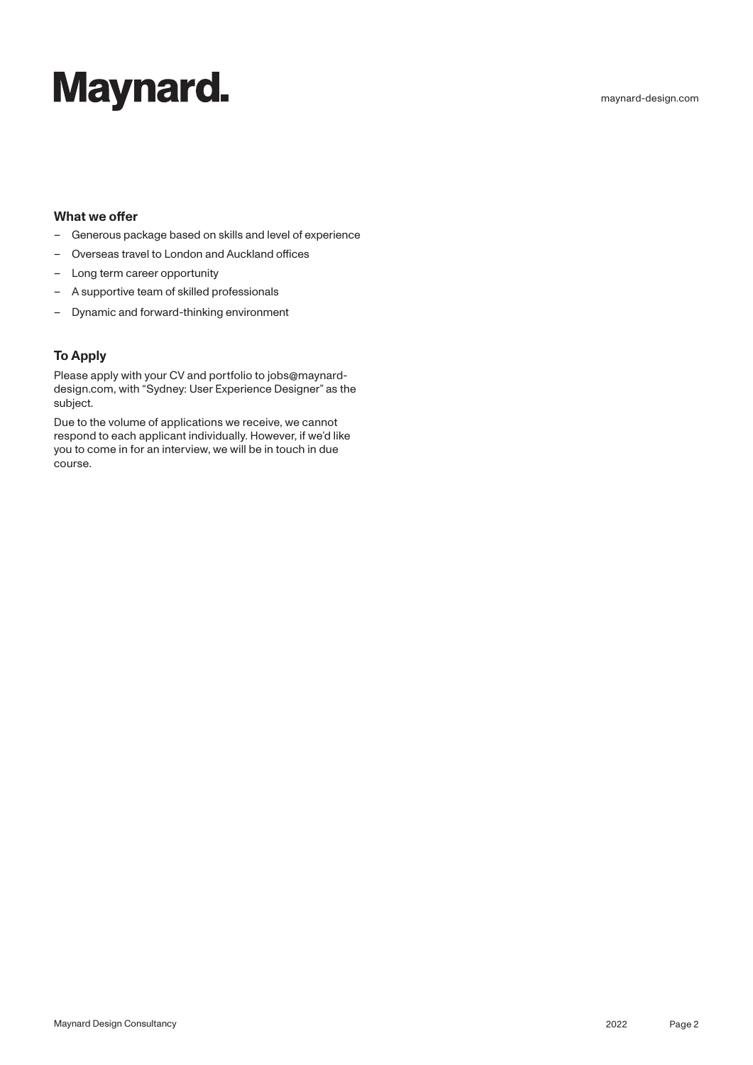## What we offer

- Generous package based on skills and level of experience
- Overseas travel to London and Auckland offices
- Long term career opportunity
- A supportive team of skilled professionals
- Dynamic and forward-thinking environment

## To Apply

Please apply with your CV and portfolio to jobs@maynard-design.com, with "Sydney: User Experience Designer" as the subject.

Due to the volume of applications we receive, we cannot respond to each applicant individually. However, if we'd like you to come in for an interview, we will be in touch in due course.